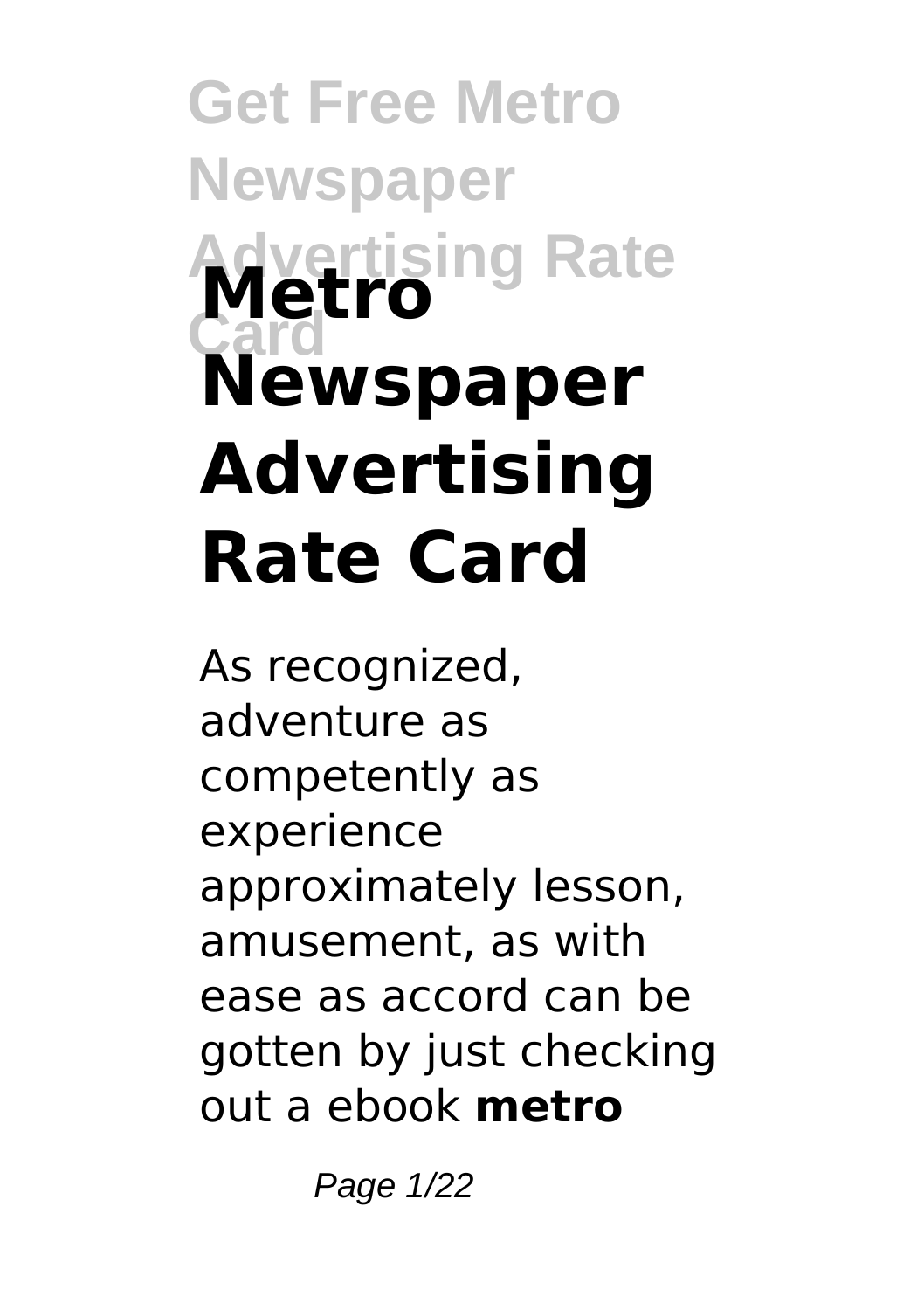# Metro Newspaper Advertising Rate Card

As recognized, adventure as competently as experience approximately lesson, amusement, as with ease as accord can be gotten by just checking out a ebook **metro**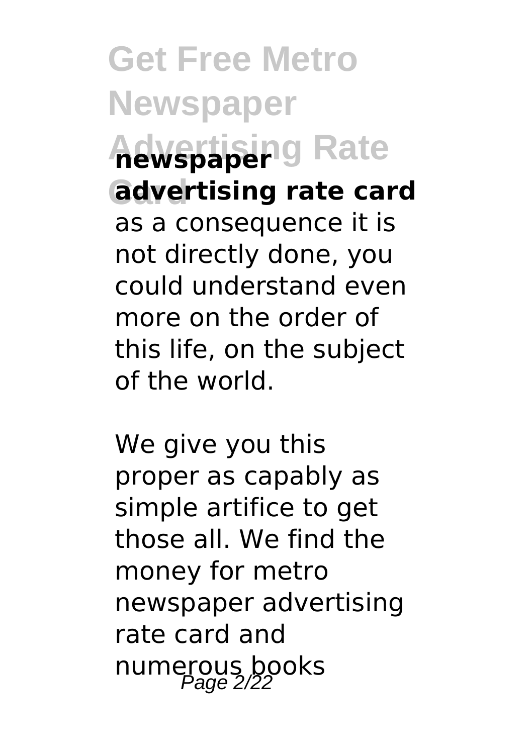**newspaper advertising rate card** as a consequence it is not directly done, you could understand even more on the order of this life, on the subject of the world.

We give you this proper as capably as simple artifice to get those all. We find the money for metro newspaper advertising rate card and numerous books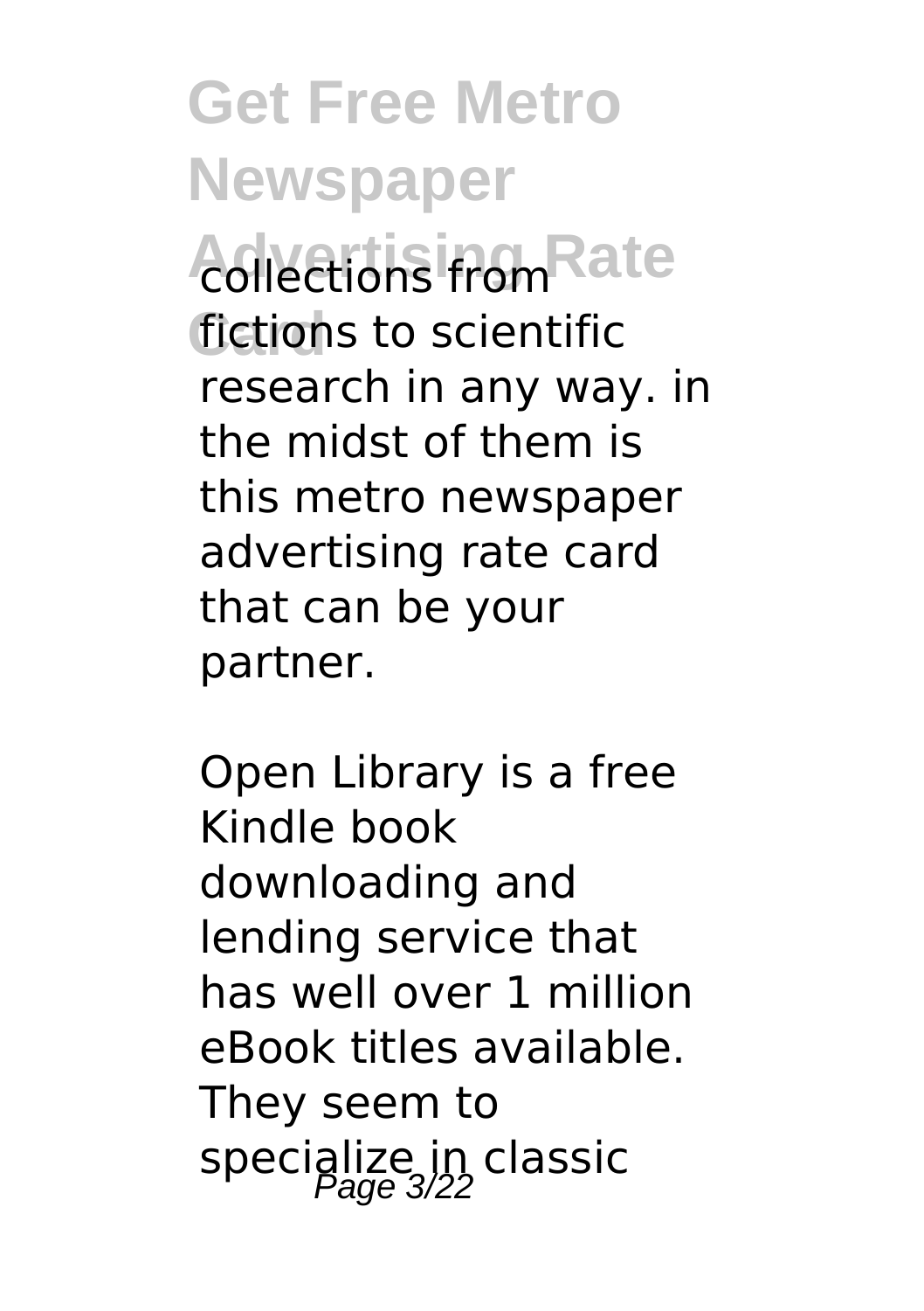collections from fictions to scientific research in any way. in the midst of them is this metro newspaper advertising rate card that can be your partner.

Open Library is a free Kindle book downloading and lending service that has well over 1 million eBook titles available. They seem to specialize in classic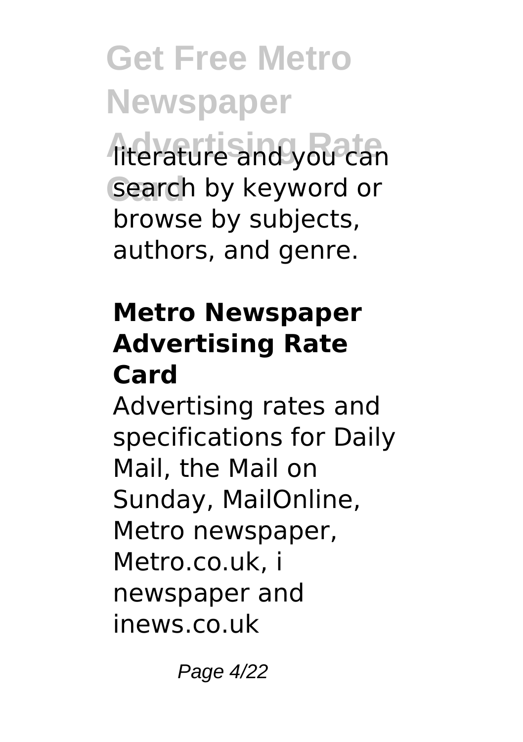literature and you can search by keyword or browse by subjects, authors, and genre.

## Metro Newspaper Advertising Rate Card

Advertising rates and specifications for Daily Mail, the Mail on Sunday, MailOnline, Metro newspaper, Metro.co.uk, i newspaper and inews.co.uk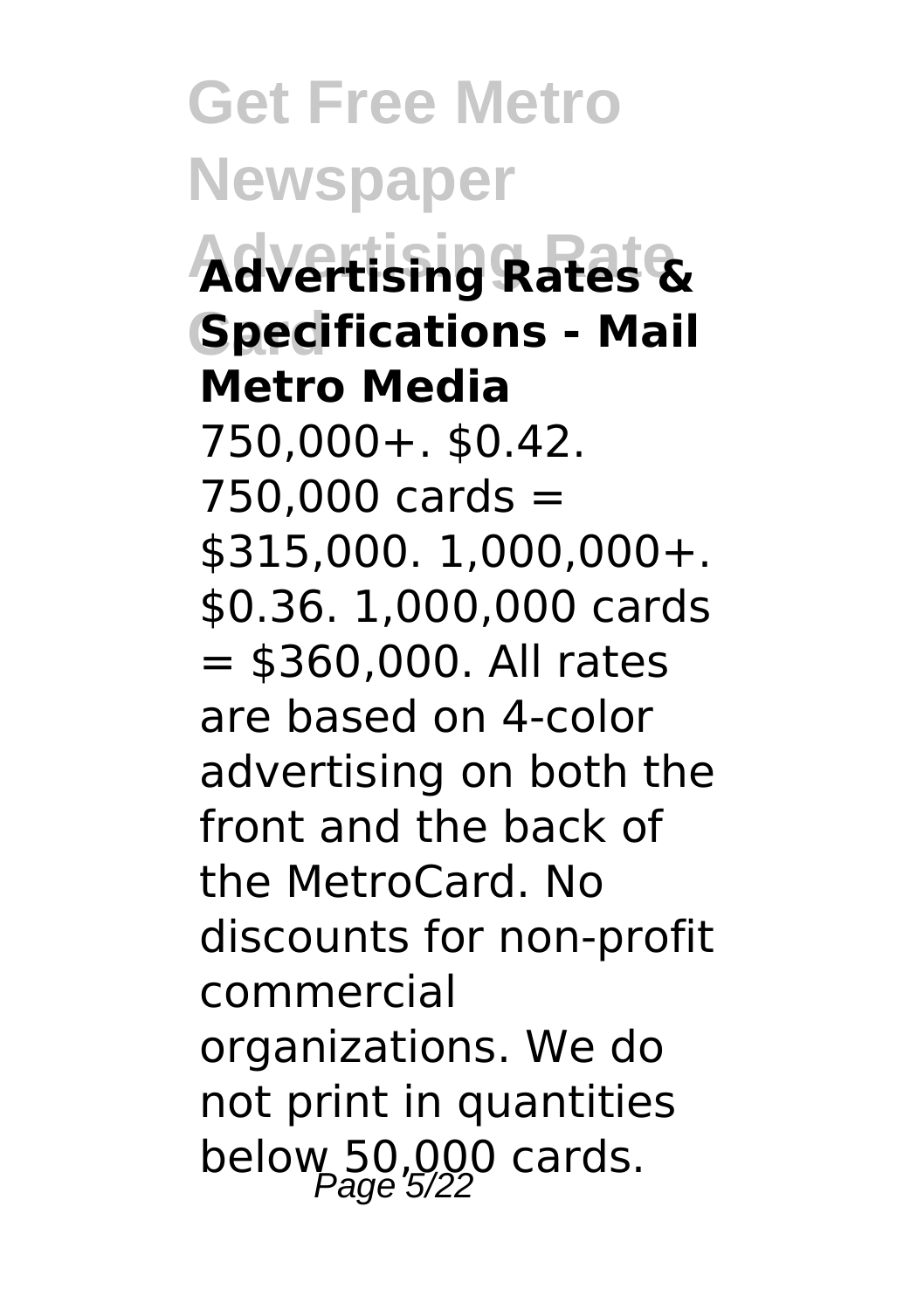**Advertising Rates & Specifications - Mail Metro Media**

750,000+. $0.42. 750,000 cards = $315,000. 1,000,000+. $0.36. 1,000,000 cards = $360,000. All rates are based on 4-color advertising on both the front and the back of the MetroCard. No discounts for non-profit commercial organizations. We do not print in quantities below 50,000 cards.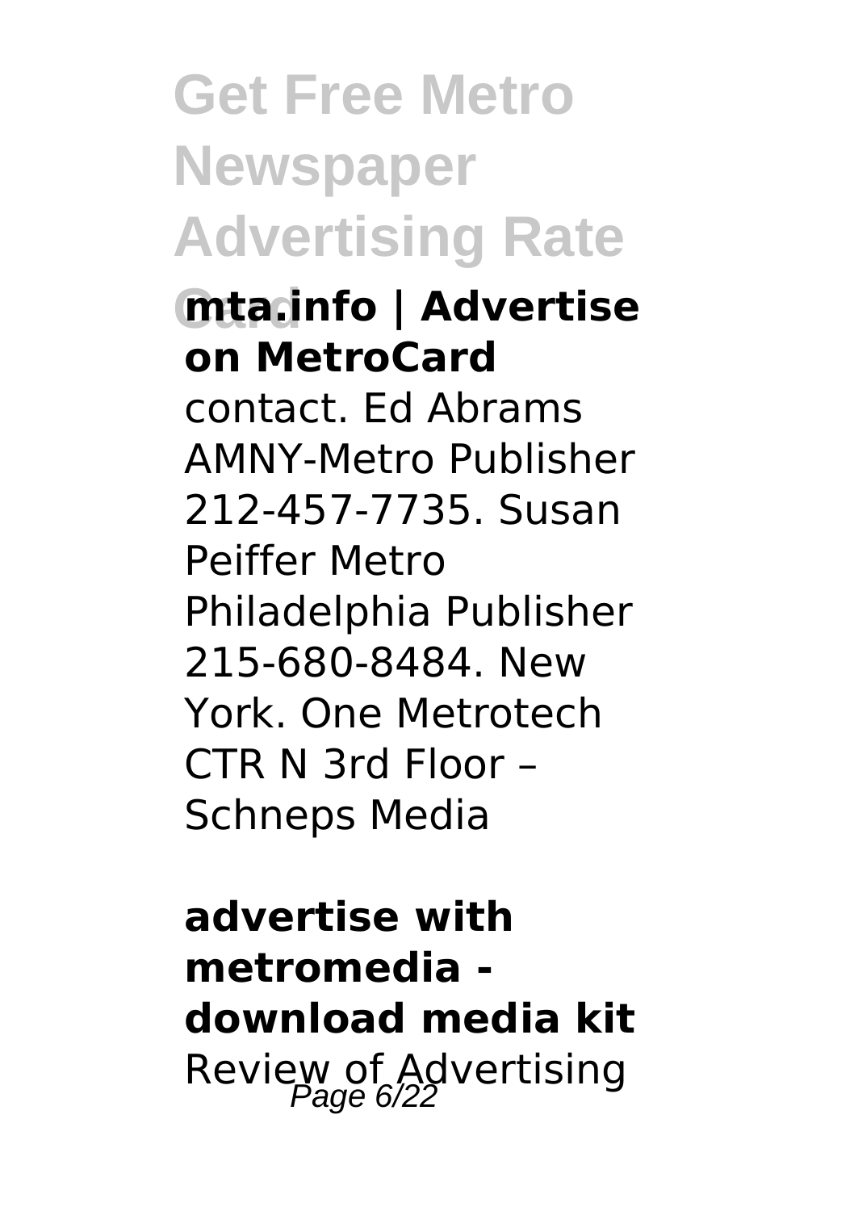**mta.info | Advertise on MetroCard**

contact. Ed Abrams AMNY-Metro Publisher 212-457-7735. Susan Peiffer Metro Philadelphia Publisher 215-680-8484. New York. One Metrotech CTR N 3rd Floor – Schneps Media

**advertise with metromedia - download media kit**

Review of Advertising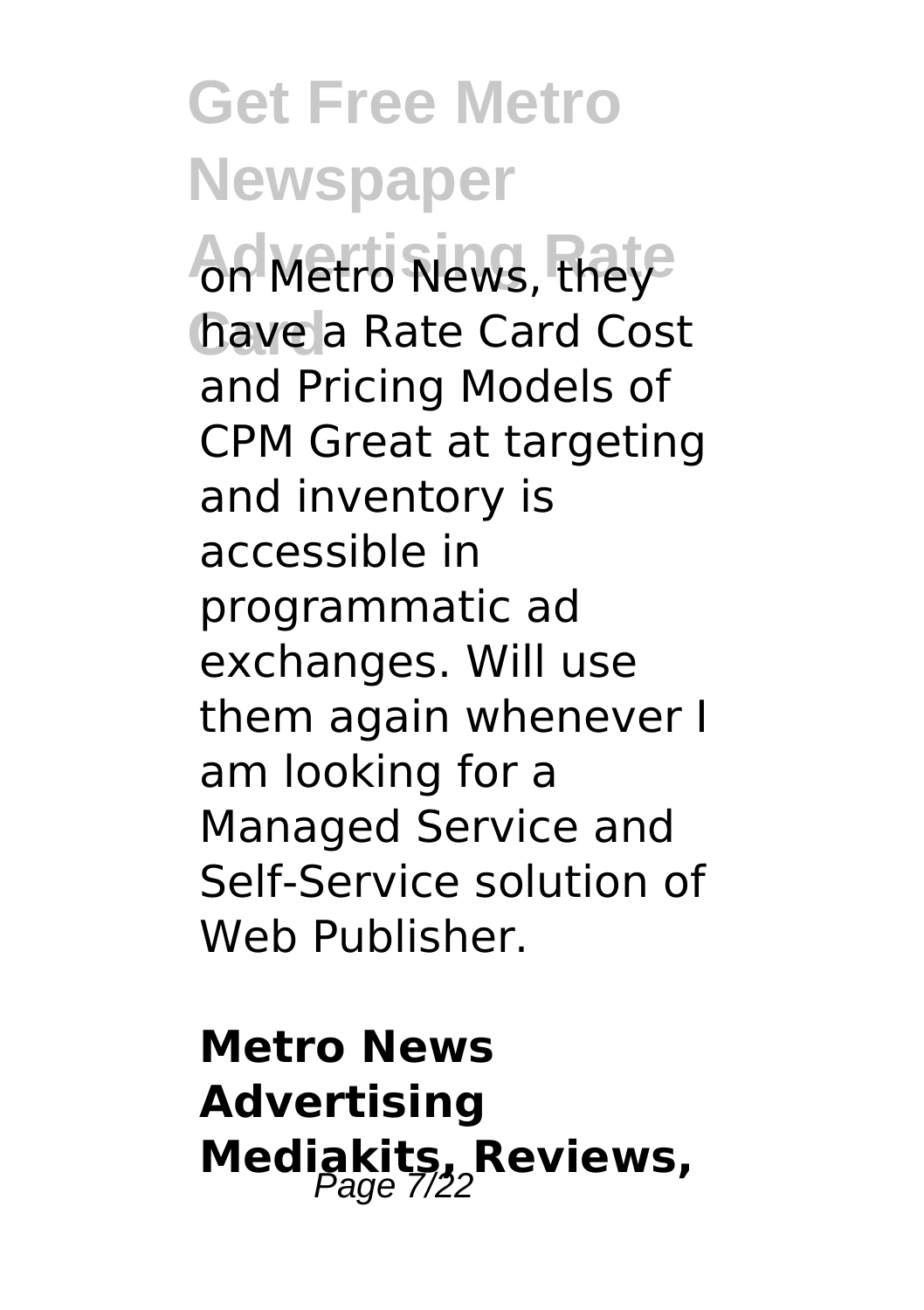on Metro News, they have a Rate Card Cost and Pricing Models of CPM Great at targeting and inventory is accessible in programmatic ad exchanges. Will use them again whenever I am looking for a Managed Service and Self-Service solution of Web Publisher.

**Metro News Advertising Mediakits, Reviews,**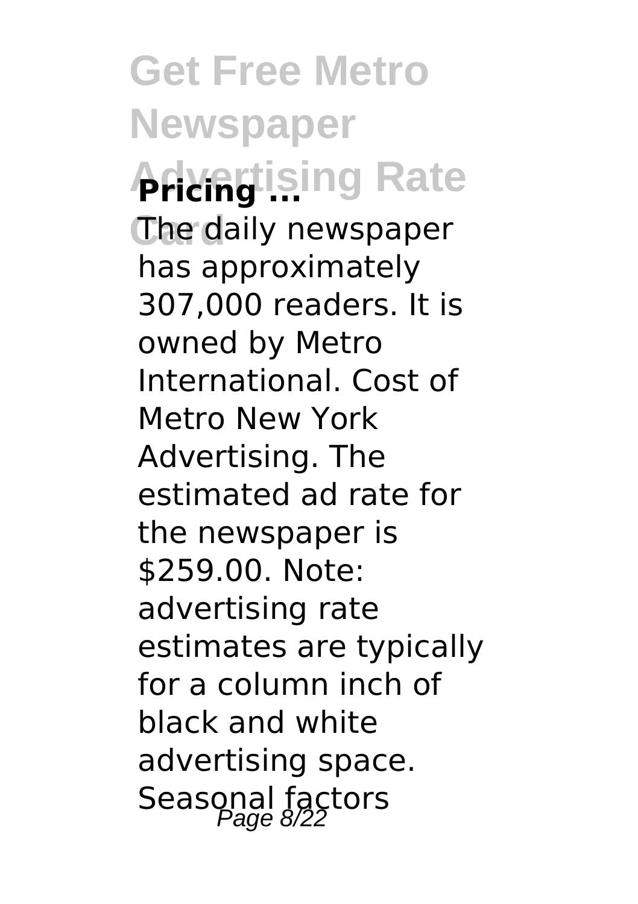**Pricing ...**

The daily newspaper has approximately 307,000 readers. It is owned by Metro International. Cost of Metro New York Advertising. The estimated ad rate for the newspaper is $259.00. Note: advertising rate estimates are typically for a column inch of black and white advertising space. Seasonal factors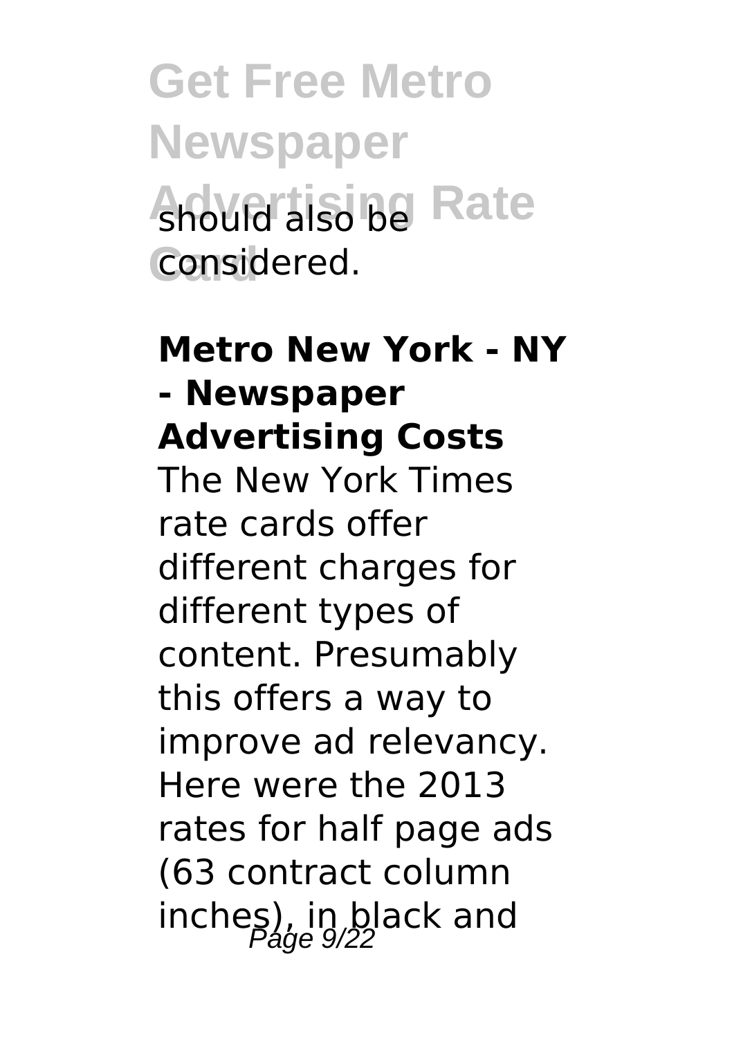should also be considered.

**Metro New York - NY - Newspaper Advertising Costs**

The New York Times rate cards offer different charges for different types of content. Presumably this offers a way to improve ad relevancy. Here were the 2013 rates for half page ads (63 contract column inches), in black and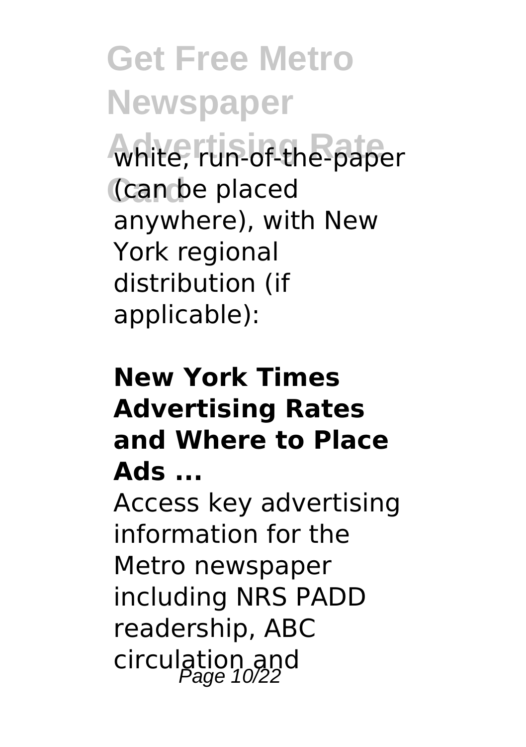white, run-of-the-paper (can be placed anywhere), with New York regional distribution (if applicable):

**New York Times Advertising Rates and Where to Place Ads ...**

Access key advertising information for the Metro newspaper including NRS PADD readership, ABC circulation and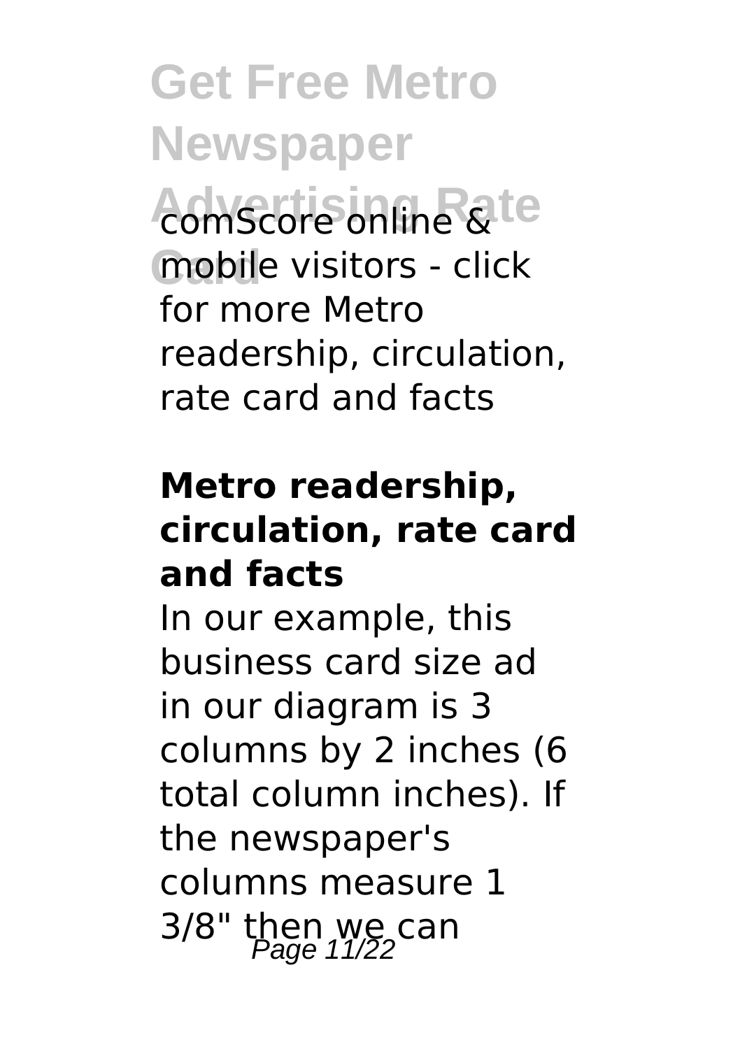comScore online & mobile visitors - click for more Metro readership, circulation, rate card and facts

#### Metro readership, circulation, rate card and facts

In our example, this business card size ad in our diagram is 3 columns by 2 inches (6 total column inches). If the newspaper's columns measure 1 3/8" then we can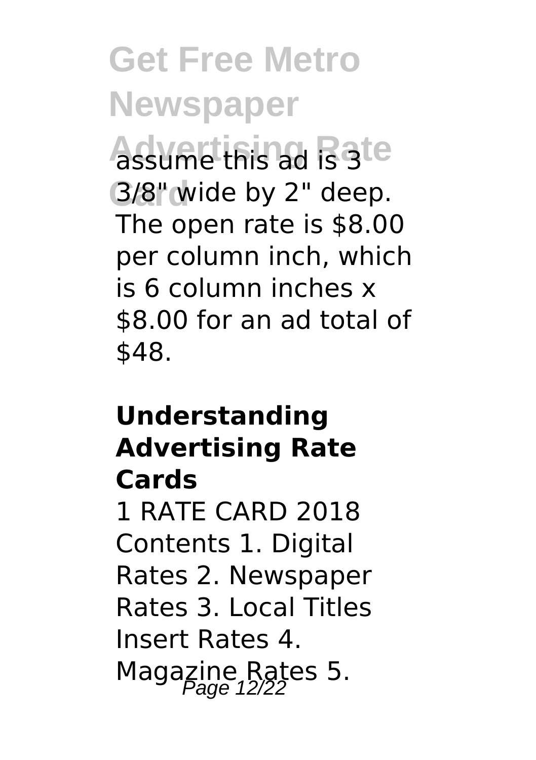assume this ad is 3 3/8" wide by 2" deep. The open rate is $8.00 per column inch, which is 6 column inches x $8.00 for an ad total of $48.

**Understanding Advertising Rate Cards**

1 RATE CARD 2018 Contents 1. Digital Rates 2. Newspaper Rates 3. Local Titles Insert Rates 4. Magazine Rates 5.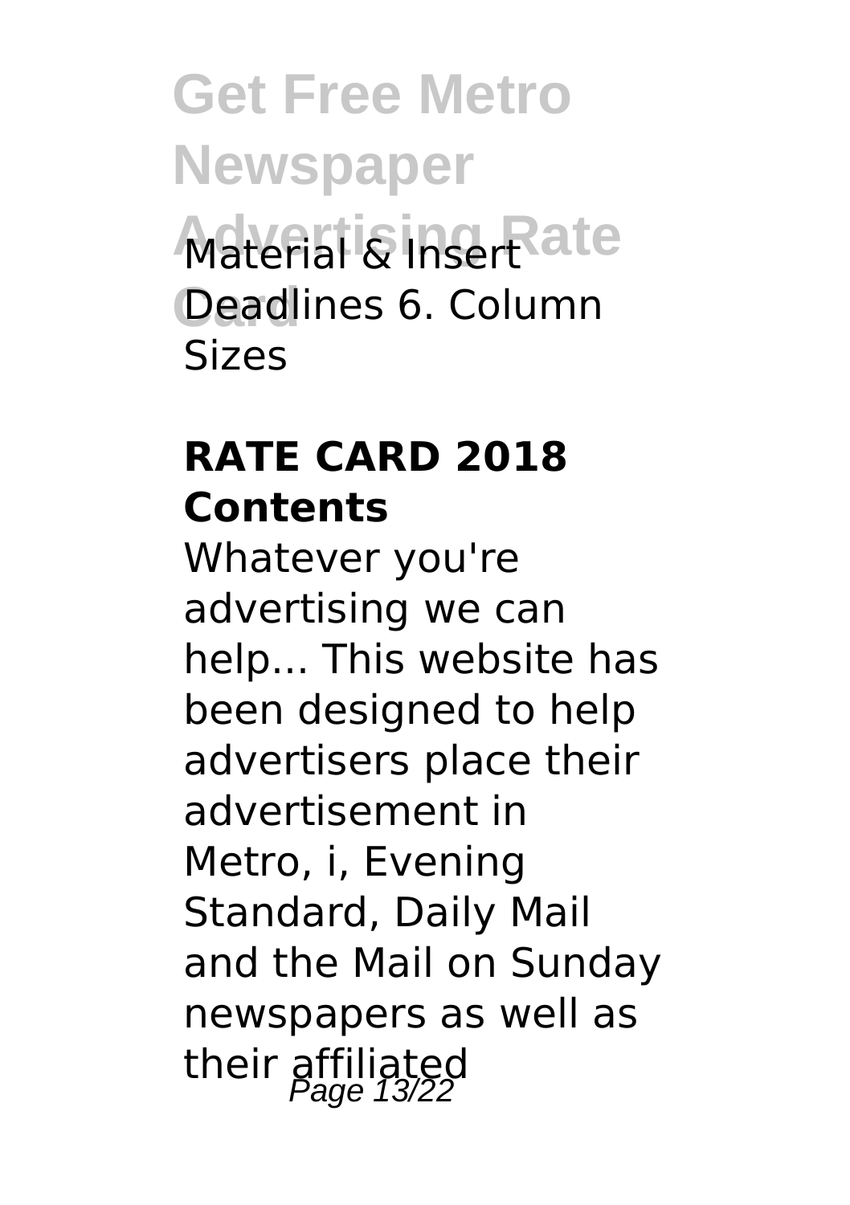Material & Insert Deadlines 6. Column Sizes

## RATE CARD 2018 Contents

Whatever you're advertising we can help... This website has been designed to help advertisers place their advertisement in Metro, i, Evening Standard, Daily Mail and the Mail on Sunday newspapers as well as their affiliated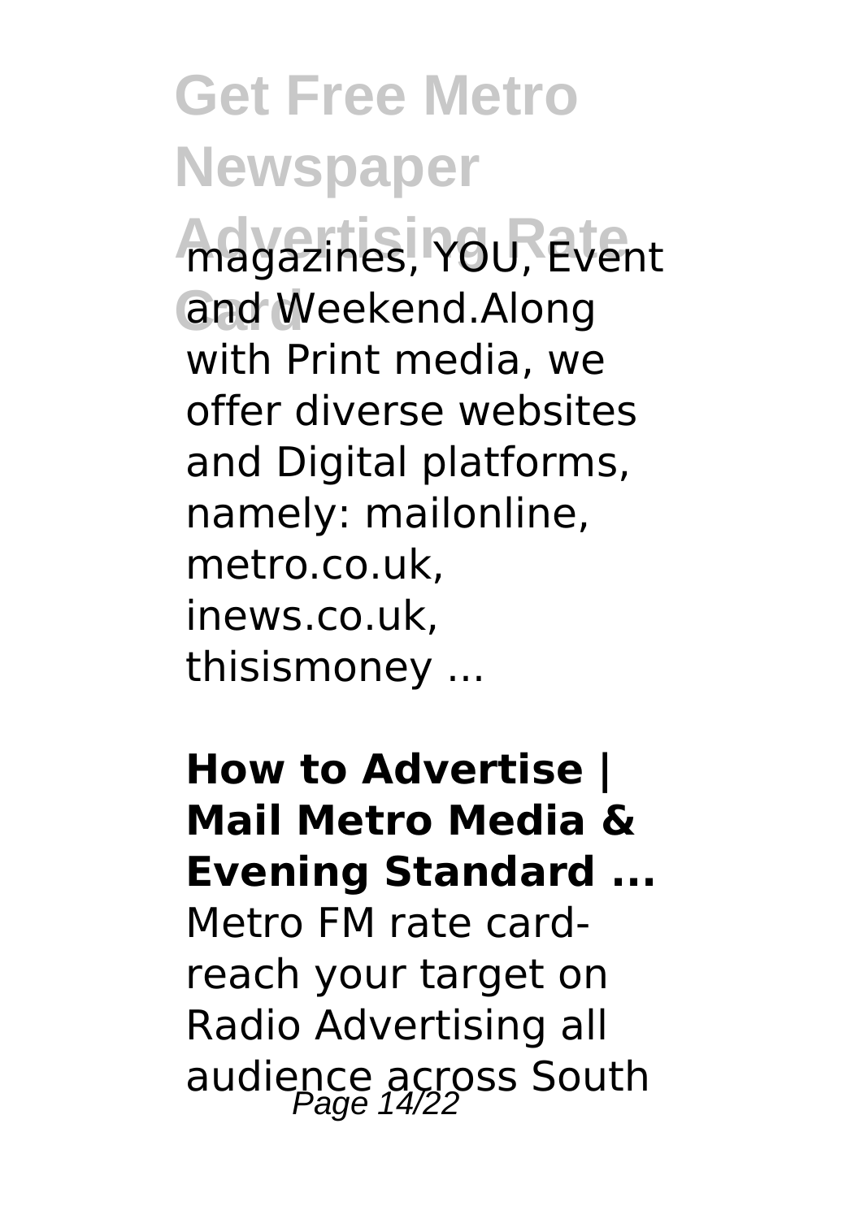magazines, YOU, Event and Weekend.Along with Print media, we offer diverse websites and Digital platforms, namely: mailonline, metro.co.uk, inews.co.uk, thisismoney ...

**How to Advertise | Mail Metro Media & Evening Standard ...**

Metro FM rate card- reach your target on Radio Advertising all audience across South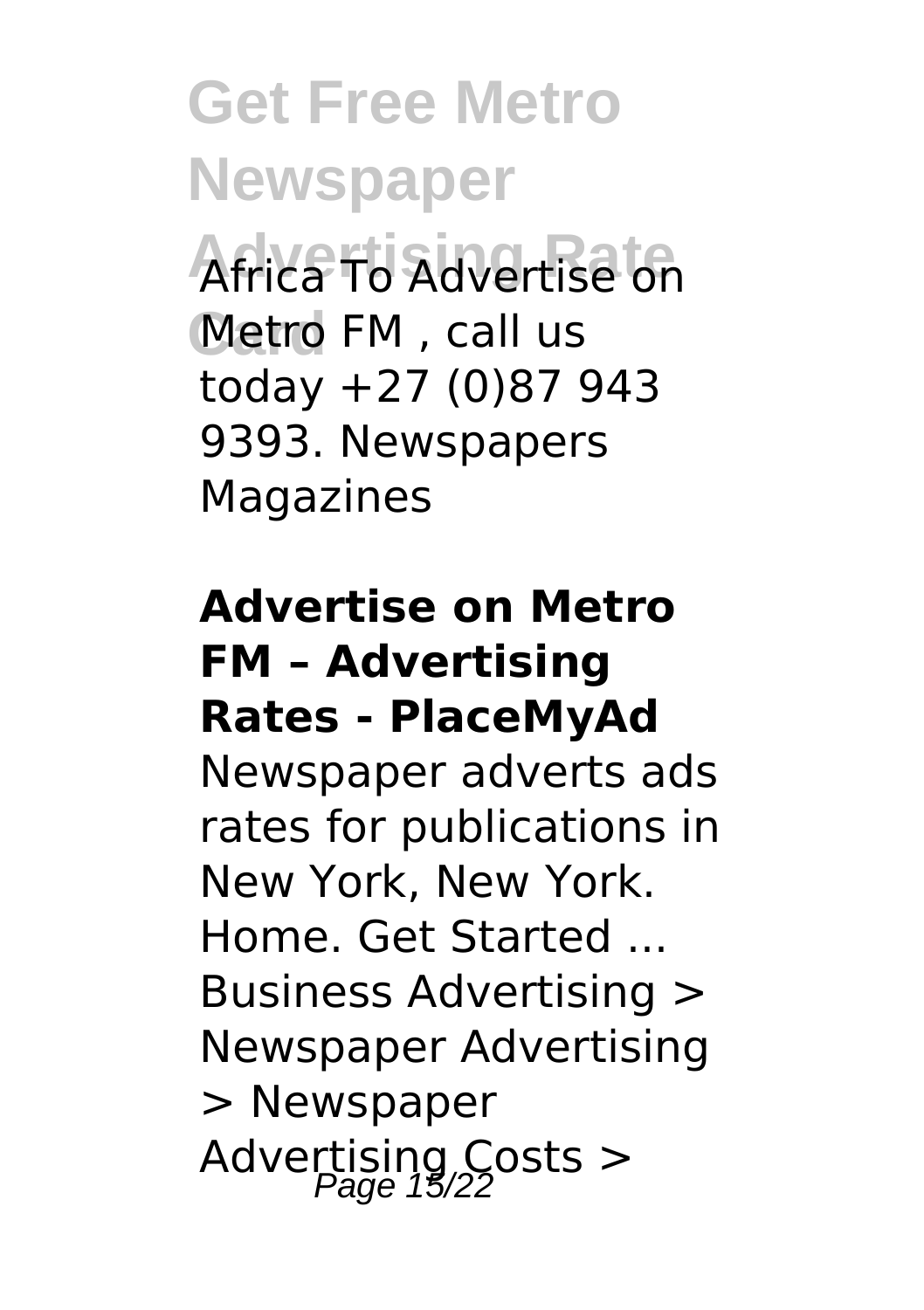Africa To Advertise on Metro FM , call us today +27 (0)87 943 9393. Newspapers Magazines

**Advertise on Metro FM – Advertising Rates - PlaceMyAd**

Newspaper adverts ads rates for publications in New York, New York. Home. Get Started ... Business Advertising > Newspaper Advertising > Newspaper Advertising Costs >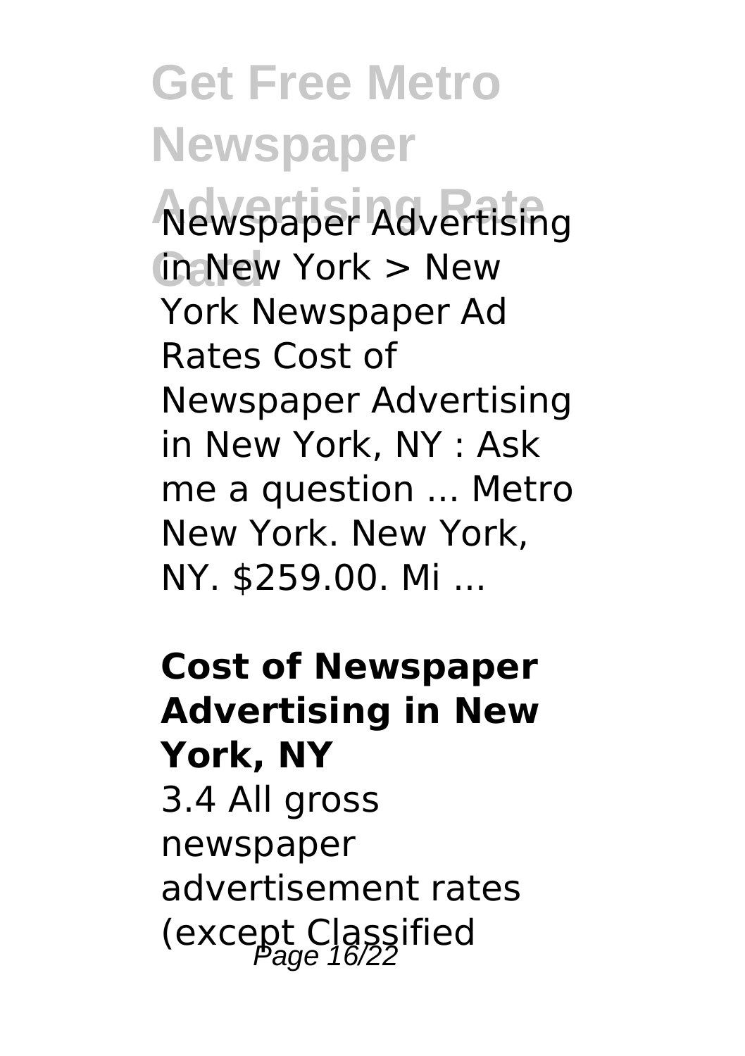Newspaper Advertising in New York > New York Newspaper Ad Rates Cost of Newspaper Advertising in New York, NY : Ask me a question ... Metro New York. New York, NY. $259.00. Mi ...

**Cost of Newspaper Advertising in New York, NY**

3.4 All gross newspaper advertisement rates (except Classified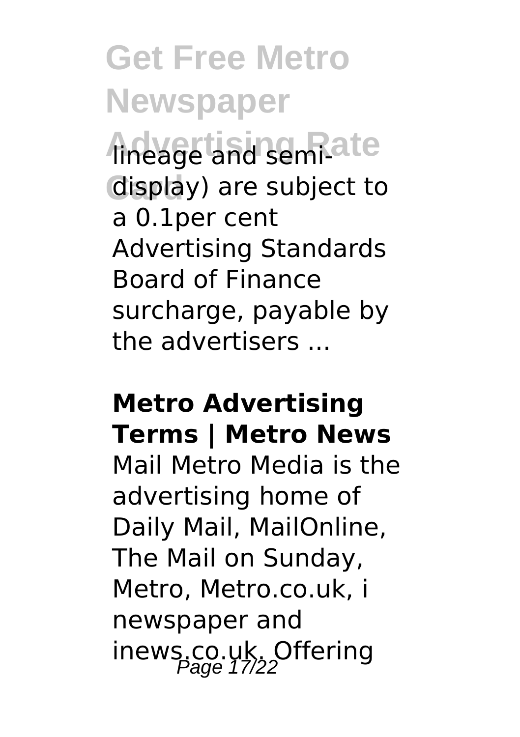lineage and semi-display) are subject to a 0.1per cent Advertising Standards Board of Finance surcharge, payable by the advertisers ...

**Metro Advertising Terms | Metro News**

Mail Metro Media is the advertising home of Daily Mail, MailOnline, The Mail on Sunday, Metro, Metro.co.uk, i newspaper and inews.co.uk. Offering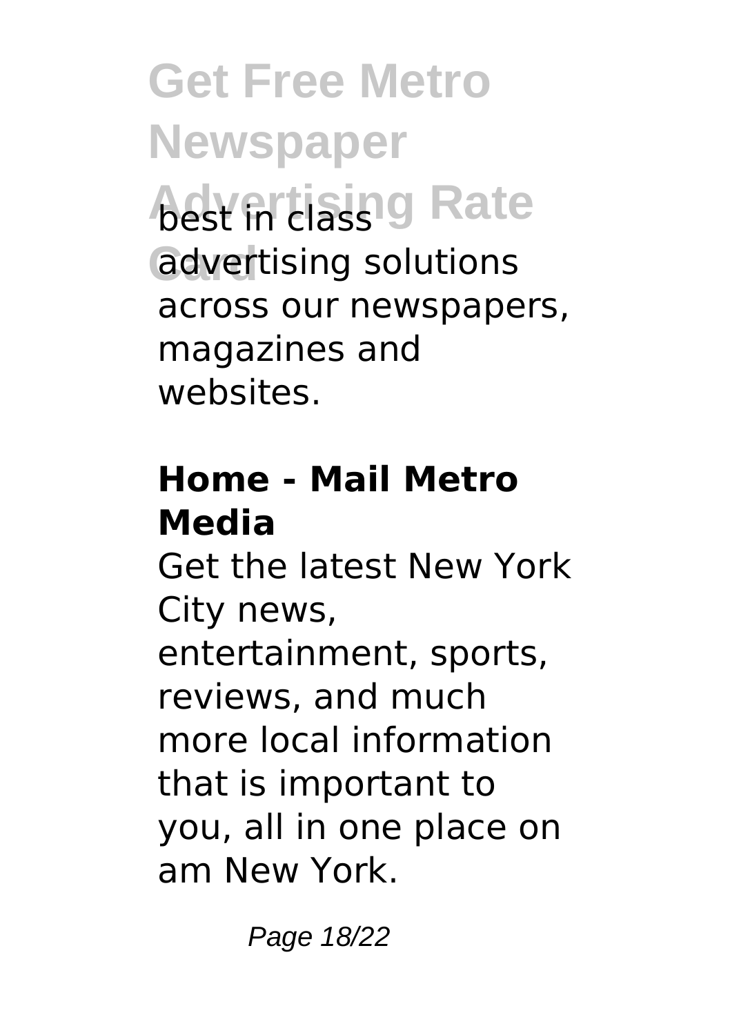best in class advertising solutions across our newspapers, magazines and websites.

### Home - Mail Metro Media

Get the latest New York City news, entertainment, sports, reviews, and much more local information that is important to you, all in one place on am New York.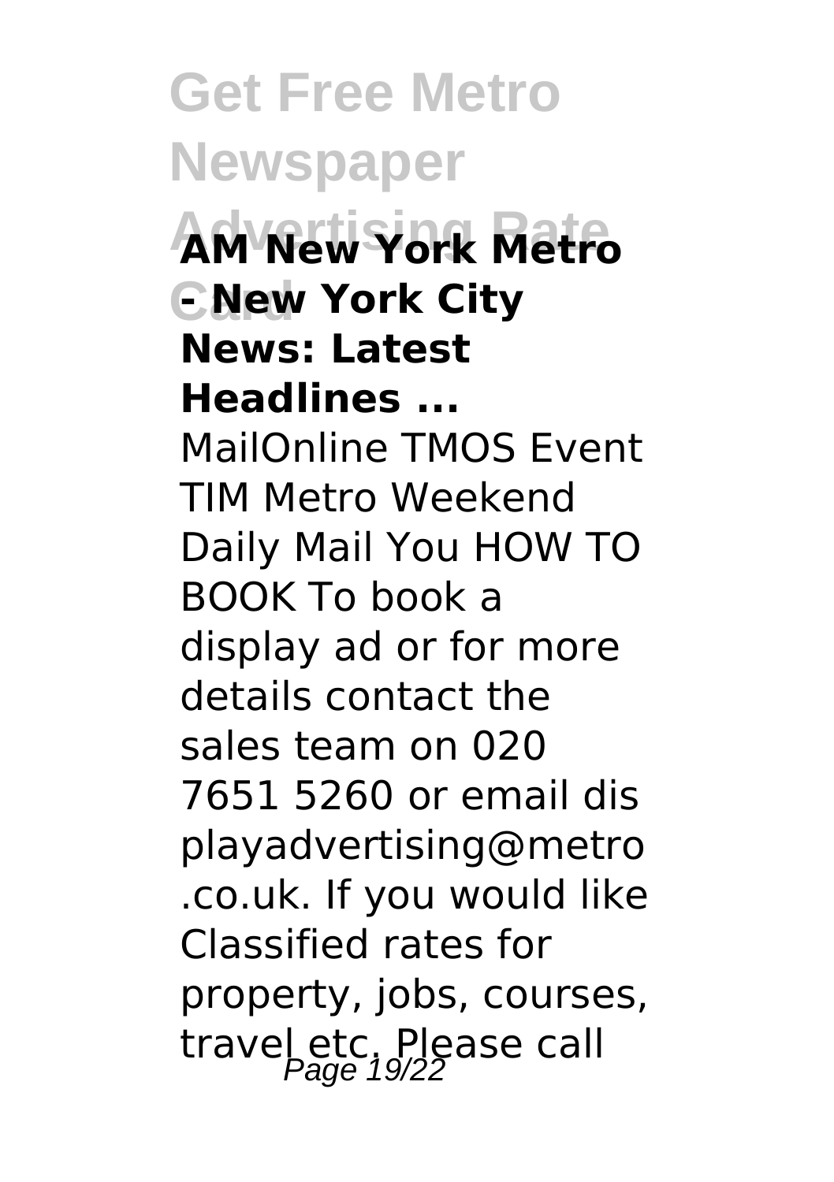**AM New York Metro - New York City News: Latest Headlines ...**

MailOnline TMOS Event TIM Metro Weekend Daily Mail You HOW TO BOOK To book a display ad or for more details contact the sales team on 020 7651 5260 or email displayadvertising@metro.co.uk. If you would like Classified rates for property, jobs, courses, travel etc. Please call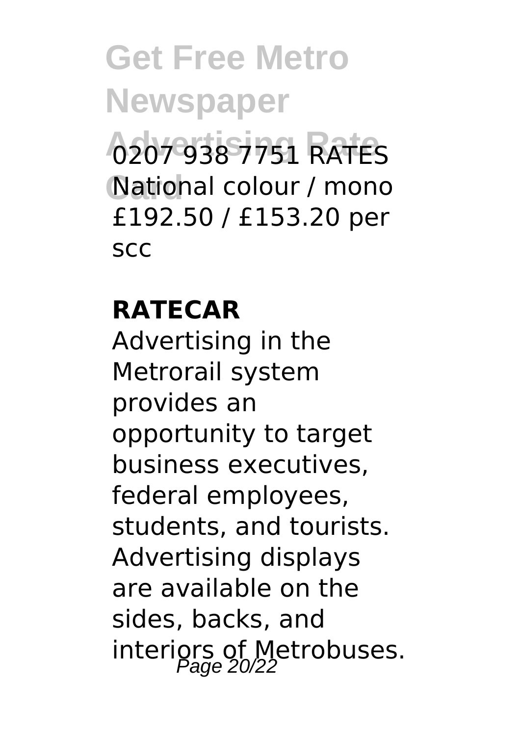0207 938 7751 RATES National colour / mono £192.50 / £153.20 per scc

**RATECAR**

Advertising in the Metrorail system provides an opportunity to target business executives, federal employees, students, and tourists. Advertising displays are available on the sides, backs, and interiors of Metrobuses.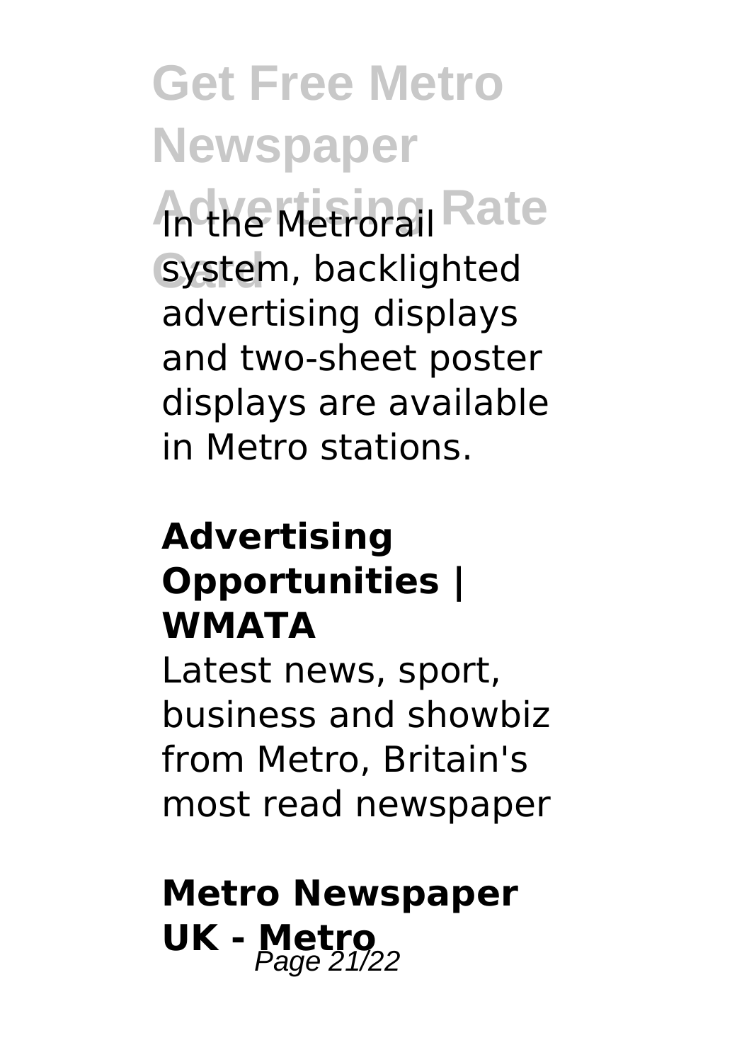In the Metrorail system, backlighted advertising displays and two-sheet poster displays are available in Metro stations.

### Advertising Opportunities | WMATA

Latest news, sport, business and showbiz from Metro, Britain's most read newspaper

### Metro Newspaper UK - Metro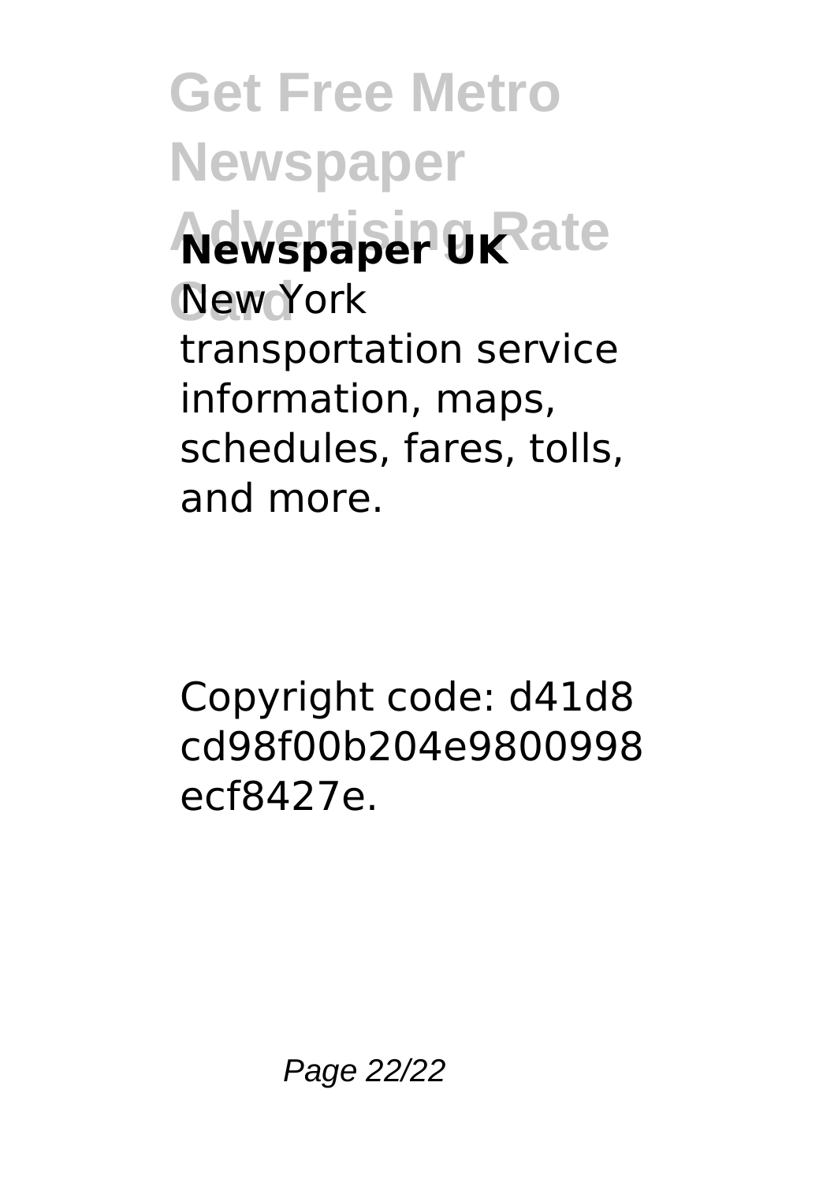**Newspaper UK**

New York transportation service information, maps, schedules, fares, tolls, and more.

Copyright code: d41d8cd98f00b204e9800998ecf8427e.